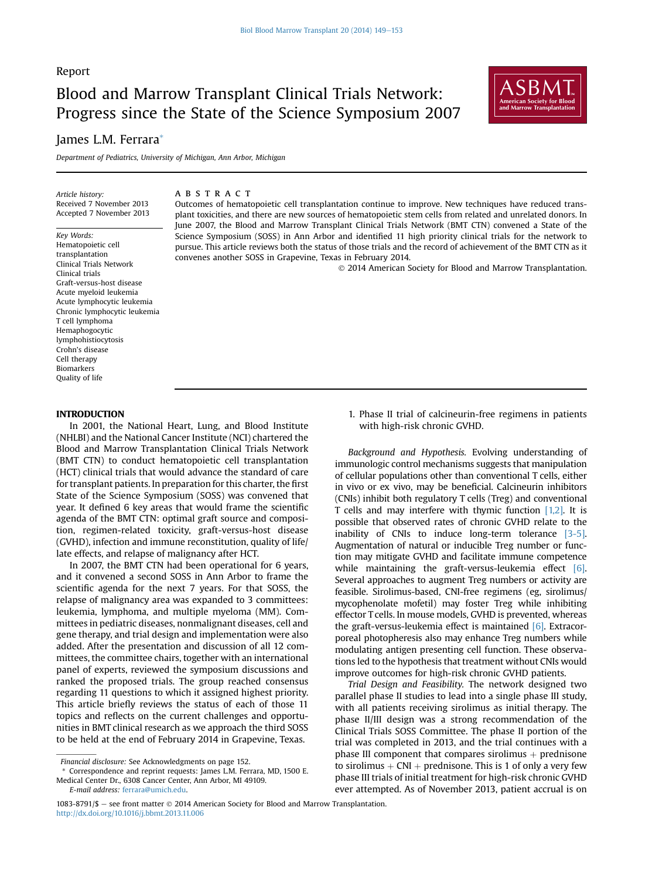Report

# Blood and Marrow Transplant Clinical Trials Network: Progress since the State of the Science Symposium 2007

James L.M. Ferrara*

*Department of Pediatrics, University of Michigan, Ann Arbor, Michigan*

*Article history:*
Received 7 November 2013
Accepted 7 November 2013

*Key Words:*
Hematopoietic cell transplantation
Clinical Trials Network
Clinical trials
Graft-versus-host disease
Acute myeloid leukemia
Acute lymphocytic leukemia
Chronic lymphocytic leukemia
T cell lymphoma
Hemaphogocytic lymphohistiocytosis
Crohn's disease
Cell therapy
Biomarkers
Quality of life

## ABSTRACT

Outcomes of hematopoietic cell transplantation continue to improve. New techniques have reduced transplant toxicities, and there are new sources of hematopoietic stem cells from related and unrelated donors. In June 2007, the Blood and Marrow Transplant Clinical Trials Network (BMT CTN) convened a State of the Science Symposium (SOSS) in Ann Arbor and identified 11 high priority clinical trials for the network to pursue. This article reviews both the status of those trials and the record of achievement of the BMT CTN as it convenes another SOSS in Grapevine, Texas in February 2014.

© 2014 American Society for Blood and Marrow Transplantation.

## INTRODUCTION

In 2001, the National Heart, Lung, and Blood Institute (NHLBI) and the National Cancer Institute (NCI) chartered the Blood and Marrow Transplantation Clinical Trials Network (BMT CTN) to conduct hematopoietic cell transplantation (HCT) clinical trials that would advance the standard of care for transplant patients. In preparation for this charter, the first State of the Science Symposium (SOSS) was convened that year. It defined 6 key areas that would frame the scientific agenda of the BMT CTN: optimal graft source and composition, regimen-related toxicity, graft-versus-host disease (GVHD), infection and immune reconstitution, quality of life/late effects, and relapse of malignancy after HCT.

In 2007, the BMT CTN had been operational for 6 years, and it convened a second SOSS in Ann Arbor to frame the scientific agenda for the next 7 years. For that SOSS, the relapse of malignancy area was expanded to 3 committees: leukemia, lymphoma, and multiple myeloma (MM). Committees in pediatric diseases, nonmalignant diseases, cell and gene therapy, and trial design and implementation were also added. After the presentation and discussion of all 12 committees, the committee chairs, together with an international panel of experts, reviewed the symposium discussions and ranked the proposed trials. The group reached consensus regarding 11 questions to which it assigned highest priority. This article briefly reviews the status of each of those 11 topics and reflects on the current challenges and opportunities in BMT clinical research as we approach the third SOSS to be held at the end of February 2014 in Grapevine, Texas.

1. Phase II trial of calcineurin-free regimens in patients with high-risk chronic GVHD.

*Background and Hypothesis.* Evolving understanding of immunologic control mechanisms suggests that manipulation of cellular populations other than conventional T cells, either in vivo or ex vivo, may be beneficial. Calcineurin inhibitors (CNIs) inhibit both regulatory T cells (Treg) and conventional T cells and may interfere with thymic function [1,2]. It is possible that observed rates of chronic GVHD relate to the inability of CNIs to induce long-term tolerance [3-5]. Augmentation of natural or inducible Treg number or function may mitigate GVHD and facilitate immune competence while maintaining the graft-versus-leukemia effect [6]. Several approaches to augment Treg numbers or activity are feasible. Sirolimus-based, CNI-free regimens (eg, sirolimus/mycophenolate mofetil) may foster Treg while inhibiting effector T cells. In mouse models, GVHD is prevented, whereas the graft-versus-leukemia effect is maintained [6]. Extracorporeal photopheresis also may enhance Treg numbers while modulating antigen presenting cell function. These observations led to the hypothesis that treatment without CNIs would improve outcomes for high-risk chronic GVHD patients.

*Trial Design and Feasibility.* The network designed two parallel phase II studies to lead into a single phase III study, with all patients receiving sirolimus as initial therapy. The phase II/III design was a strong recommendation of the Clinical Trials SOSS Committee. The phase II portion of the trial was completed in 2013, and the trial continues with a phase III component that compares sirolimus + prednisone to sirolimus + CNI + prednisone. This is 1 of only a very few phase III trials of initial treatment for high-risk chronic GVHD ever attempted. As of November 2013, patient accrual is on

Financial disclosure: See Acknowledgments on page 152.

* Correspondence and reprint requests: James L.M. Ferrara, MD, 1500 E. Medical Center Dr., 6308 Cancer Center, Ann Arbor, MI 49109.

E-mail address: ferrara@umich.edu.

1083-8791/$ — see front matter © 2014 American Society for Blood and Marrow Transplantation.
http://dx.doi.org/10.1016/j.bbmt.2013.11.006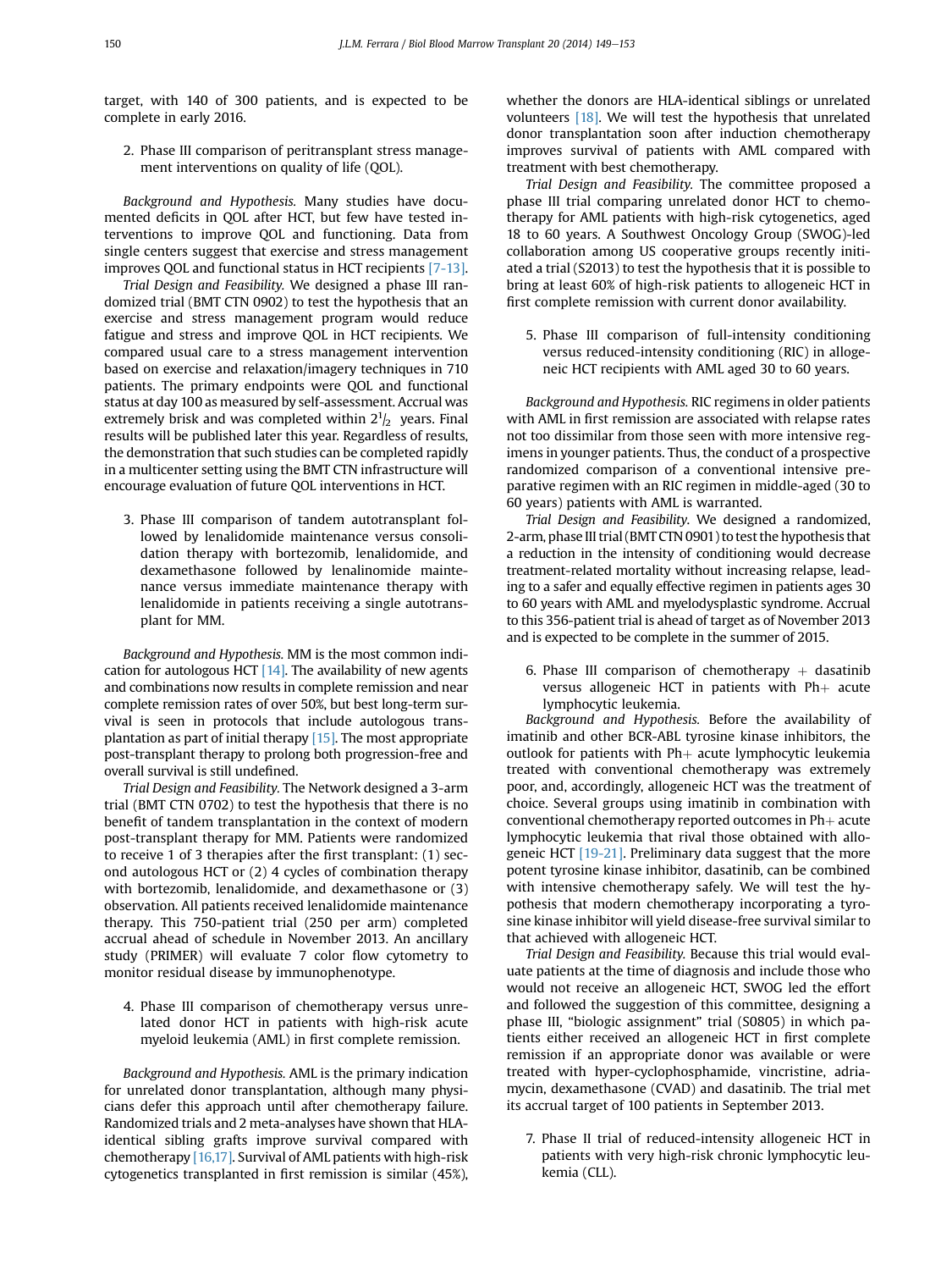target, with 140 of 300 patients, and is expected to be complete in early 2016.

2. Phase III comparison of peritransplant stress management interventions on quality of life (QOL).

*Background and Hypothesis.* Many studies have documented deficits in QOL after HCT, but few have tested interventions to improve QOL and functioning. Data from single centers suggest that exercise and stress management improves QOL and functional status in HCT recipients [7-13].

*Trial Design and Feasibility.* We designed a phase III randomized trial (BMT CTN 0902) to test the hypothesis that an exercise and stress management program would reduce fatigue and stress and improve QOL in HCT recipients. We compared usual care to a stress management intervention based on exercise and relaxation/imagery techniques in 710 patients. The primary endpoints were QOL and functional status at day 100 as measured by self-assessment. Accrual was extremely brisk and was completed within $2^1/_2$ years. Final results will be published later this year. Regardless of results, the demonstration that such studies can be completed rapidly in a multicenter setting using the BMT CTN infrastructure will encourage evaluation of future QOL interventions in HCT.

3. Phase III comparison of tandem autotransplant followed by lenalidomide maintenance versus consolidation therapy with bortezomib, lenalidomide, and dexamethasone followed by lenalinomide maintenance versus immediate maintenance therapy with lenalidomide in patients receiving a single autotransplant for MM.

*Background and Hypothesis.* MM is the most common indication for autologous HCT [14]. The availability of new agents and combinations now results in complete remission and near complete remission rates of over 50%, but best long-term survival is seen in protocols that include autologous transplantation as part of initial therapy [15]. The most appropriate post-transplant therapy to prolong both progression-free and overall survival is still undefined.

*Trial Design and Feasibility.* The Network designed a 3-arm trial (BMT CTN 0702) to test the hypothesis that there is no benefit of tandem transplantation in the context of modern post-transplant therapy for MM. Patients were randomized to receive 1 of 3 therapies after the first transplant: (1) second autologous HCT or (2) 4 cycles of combination therapy with bortezomib, lenalidomide, and dexamethasone or (3) observation. All patients received lenalidomide maintenance therapy. This 750-patient trial (250 per arm) completed accrual ahead of schedule in November 2013. An ancillary study (PRIMER) will evaluate 7 color flow cytometry to monitor residual disease by immunophenotype.

4. Phase III comparison of chemotherapy versus unrelated donor HCT in patients with high-risk acute myeloid leukemia (AML) in first complete remission.

*Background and Hypothesis.* AML is the primary indication for unrelated donor transplantation, although many physicians defer this approach until after chemotherapy failure. Randomized trials and 2 meta-analyses have shown that HLA-identical sibling grafts improve survival compared with chemotherapy [16,17]. Survival of AML patients with high-risk cytogenetics transplanted in first remission is similar (45%), whether the donors are HLA-identical siblings or unrelated volunteers [18]. We will test the hypothesis that unrelated donor transplantation soon after induction chemotherapy improves survival of patients with AML compared with treatment with best chemotherapy.

*Trial Design and Feasibility.* The committee proposed a phase III trial comparing unrelated donor HCT to chemotherapy for AML patients with high-risk cytogenetics, aged 18 to 60 years. A Southwest Oncology Group (SWOG)-led collaboration among US cooperative groups recently initiated a trial (S2013) to test the hypothesis that it is possible to bring at least 60% of high-risk patients to allogeneic HCT in first complete remission with current donor availability.

5. Phase III comparison of full-intensity conditioning versus reduced-intensity conditioning (RIC) in allogeneic HCT recipients with AML aged 30 to 60 years.

*Background and Hypothesis.* RIC regimens in older patients with AML in first remission are associated with relapse rates not too dissimilar from those seen with more intensive regimens in younger patients. Thus, the conduct of a prospective randomized comparison of a conventional intensive preparative regimen with an RIC regimen in middle-aged (30 to 60 years) patients with AML is warranted.

*Trial Design and Feasibility.* We designed a randomized, 2-arm, phase III trial (BMT CTN 0901) to test the hypothesis that a reduction in the intensity of conditioning would decrease treatment-related mortality without increasing relapse, leading to a safer and equally effective regimen in patients ages 30 to 60 years with AML and myelodysplastic syndrome. Accrual to this 356-patient trial is ahead of target as of November 2013 and is expected to be complete in the summer of 2015.

6. Phase III comparison of chemotherapy + dasatinib versus allogeneic HCT in patients with Ph+ acute lymphocytic leukemia.

*Background and Hypothesis.* Before the availability of imatinib and other BCR-ABL tyrosine kinase inhibitors, the outlook for patients with Ph+ acute lymphocytic leukemia treated with conventional chemotherapy was extremely poor, and, accordingly, allogeneic HCT was the treatment of choice. Several groups using imatinib in combination with conventional chemotherapy reported outcomes in Ph+ acute lymphocytic leukemia that rival those obtained with allogeneic HCT [19-21]. Preliminary data suggest that the more potent tyrosine kinase inhibitor, dasatinib, can be combined with intensive chemotherapy safely. We will test the hypothesis that modern chemotherapy incorporating a tyrosine kinase inhibitor will yield disease-free survival similar to that achieved with allogeneic HCT.

*Trial Design and Feasibility.* Because this trial would evaluate patients at the time of diagnosis and include those who would not receive an allogeneic HCT, SWOG led the effort and followed the suggestion of this committee, designing a phase III, "biologic assignment" trial (S0805) in which patients either received an allogeneic HCT in first complete remission if an appropriate donor was available or were treated with hyper-cyclophosphamide, vincristine, adriamycin, dexamethasone (CVAD) and dasatinib. The trial met its accrual target of 100 patients in September 2013.

7. Phase II trial of reduced-intensity allogeneic HCT in patients with very high-risk chronic lymphocytic leukemia (CLL).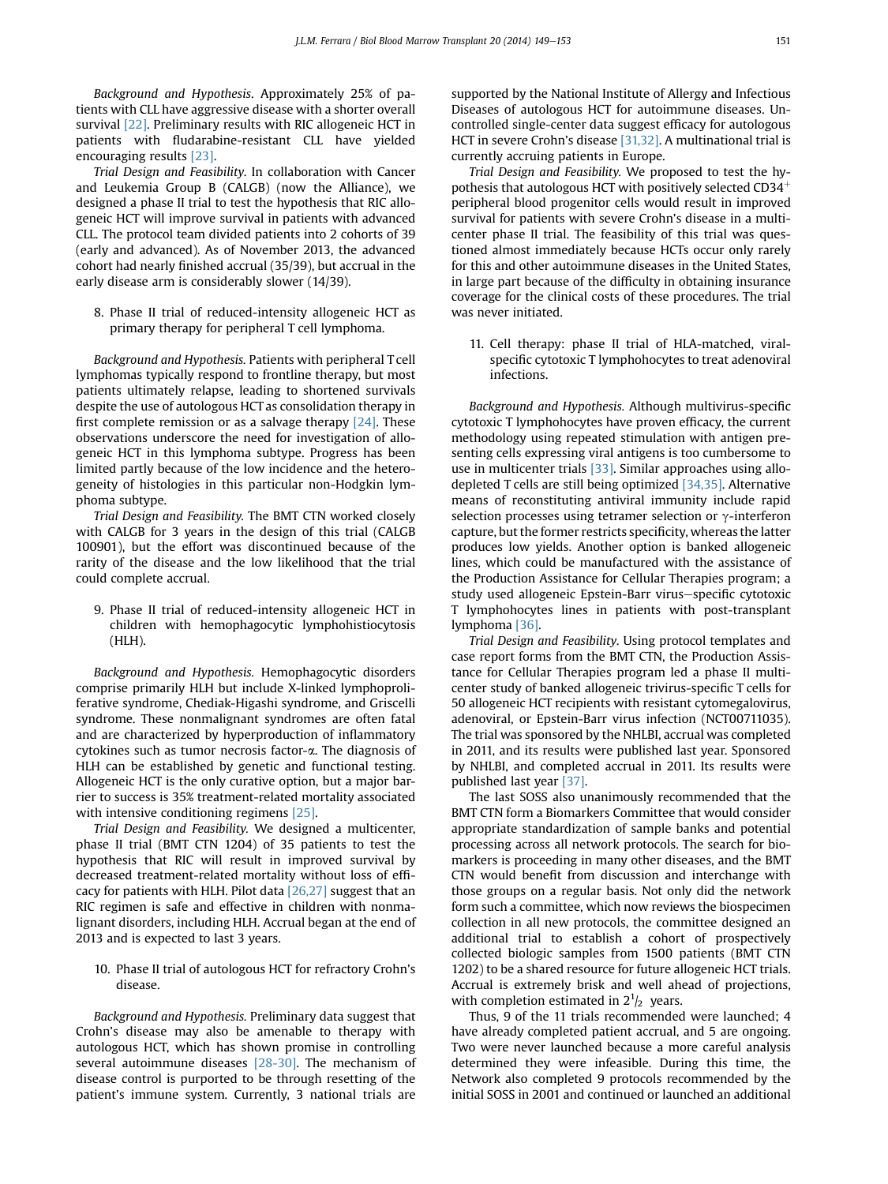*Background and Hypothesis*. Approximately 25% of patients with CLL have aggressive disease with a shorter overall survival [22]. Preliminary results with RIC allogeneic HCT in patients with fludarabine-resistant CLL have yielded encouraging results [23].

*Trial Design and Feasibility*. In collaboration with Cancer and Leukemia Group B (CALGB) (now the Alliance), we designed a phase II trial to test the hypothesis that RIC allogeneic HCT will improve survival in patients with advanced CLL. The protocol team divided patients into 2 cohorts of 39 (early and advanced). As of November 2013, the advanced cohort had nearly finished accrual (35/39), but accrual in the early disease arm is considerably slower (14/39).

8. Phase II trial of reduced-intensity allogeneic HCT as primary therapy for peripheral T cell lymphoma.

*Background and Hypothesis*. Patients with peripheral T cell lymphomas typically respond to frontline therapy, but most patients ultimately relapse, leading to shortened survivals despite the use of autologous HCT as consolidation therapy in first complete remission or as a salvage therapy [24]. These observations underscore the need for investigation of allogeneic HCT in this lymphoma subtype. Progress has been limited partly because of the low incidence and the heterogeneity of histologies in this particular non-Hodgkin lymphoma subtype.

*Trial Design and Feasibility*. The BMT CTN worked closely with CALGB for 3 years in the design of this trial (CALGB 100901), but the effort was discontinued because of the rarity of the disease and the low likelihood that the trial could complete accrual.

9. Phase II trial of reduced-intensity allogeneic HCT in children with hemophagocytic lymphohistiocytosis (HLH).

*Background and Hypothesis*. Hemophagocytic disorders comprise primarily HLH but include X-linked lymphoproliferative syndrome, Chediak-Higashi syndrome, and Griscelli syndrome. These nonmalignant syndromes are often fatal and are characterized by hyperproduction of inflammatory cytokines such as tumor necrosis factor-$\alpha$. The diagnosis of HLH can be established by genetic and functional testing. Allogeneic HCT is the only curative option, but a major barrier to success is 35% treatment-related mortality associated with intensive conditioning regimens [25].

*Trial Design and Feasibility*. We designed a multicenter, phase II trial (BMT CTN 1204) of 35 patients to test the hypothesis that RIC will result in improved survival by decreased treatment-related mortality without loss of efficacy for patients with HLH. Pilot data [26,27] suggest that an RIC regimen is safe and effective in children with nonmalignant disorders, including HLH. Accrual began at the end of 2013 and is expected to last 3 years.

10. Phase II trial of autologous HCT for refractory Crohn's disease.

*Background and Hypothesis*. Preliminary data suggest that Crohn's disease may also be amenable to therapy with autologous HCT, which has shown promise in controlling several autoimmune diseases [28-30]. The mechanism of disease control is purported to be through resetting of the patient's immune system. Currently, 3 national trials are supported by the National Institute of Allergy and Infectious Diseases of autologous HCT for autoimmune diseases. Uncontrolled single-center data suggest efficacy for autologous HCT in severe Crohn's disease [31,32]. A multinational trial is currently accruing patients in Europe.

*Trial Design and Feasibility.* We proposed to test the hypothesis that autologous HCT with positively selected $CD34^+$ peripheral blood progenitor cells would result in improved survival for patients with severe Crohn's disease in a multicenter phase II trial. The feasibility of this trial was questioned almost immediately because HCTs occur only rarely for this and other autoimmune diseases in the United States, in large part because of the difficulty in obtaining insurance coverage for the clinical costs of these procedures. The trial was never initiated.

11. Cell therapy: phase II trial of HLA-matched, viral-specific cytotoxic T lymphohocytes to treat adenoviral infections.

*Background and Hypothesis*. Although multivirus-specific cytotoxic T lymphohocytes have proven efficacy, the current methodology using repeated stimulation with antigen presenting cells expressing viral antigens is too cumbersome to use in multicenter trials [33]. Similar approaches using allo-depleted T cells are still being optimized [34,35]. Alternative means of reconstituting antiviral immunity include rapid selection processes using tetramer selection or $\gamma$-interferon capture, but the former restricts specificity, whereas the latter produces low yields. Another option is banked allogeneic lines, which could be manufactured with the assistance of the Production Assistance for Cellular Therapies program; a study used allogeneic Epstein-Barr virus–specific cytotoxic T lymphohocytes lines in patients with post-transplant lymphoma [36].

*Trial Design and Feasibility*. Using protocol templates and case report forms from the BMT CTN, the Production Assistance for Cellular Therapies program led a phase II multicenter study of banked allogeneic trivirus-specific T cells for 50 allogeneic HCT recipients with resistant cytomegalovirus, adenoviral, or Epstein-Barr virus infection (NCT00711035). The trial was sponsored by the NHLBI, accrual was completed in 2011, and its results were published last year. Sponsored by NHLBI, and completed accrual in 2011. Its results were published last year [37].

The last SOSS also unanimously recommended that the BMT CTN form a Biomarkers Committee that would consider appropriate standardization of sample banks and potential processing across all network protocols. The search for biomarkers is proceeding in many other diseases, and the BMT CTN would benefit from discussion and interchange with those groups on a regular basis. Not only did the network form such a committee, which now reviews the biospecimen collection in all new protocols, the committee designed an additional trial to establish a cohort of prospectively collected biologic samples from 1500 patients (BMT CTN 1202) to be a shared resource for future allogeneic HCT trials. Accrual is extremely brisk and well ahead of projections, with completion estimated in $2\frac{1}{2}$ years.

Thus, 9 of the 11 trials recommended were launched; 4 have already completed patient accrual, and 5 are ongoing. Two were never launched because a more careful analysis determined they were infeasible. During this time, the Network also completed 9 protocols recommended by the initial SOSS in 2001 and continued or launched an additional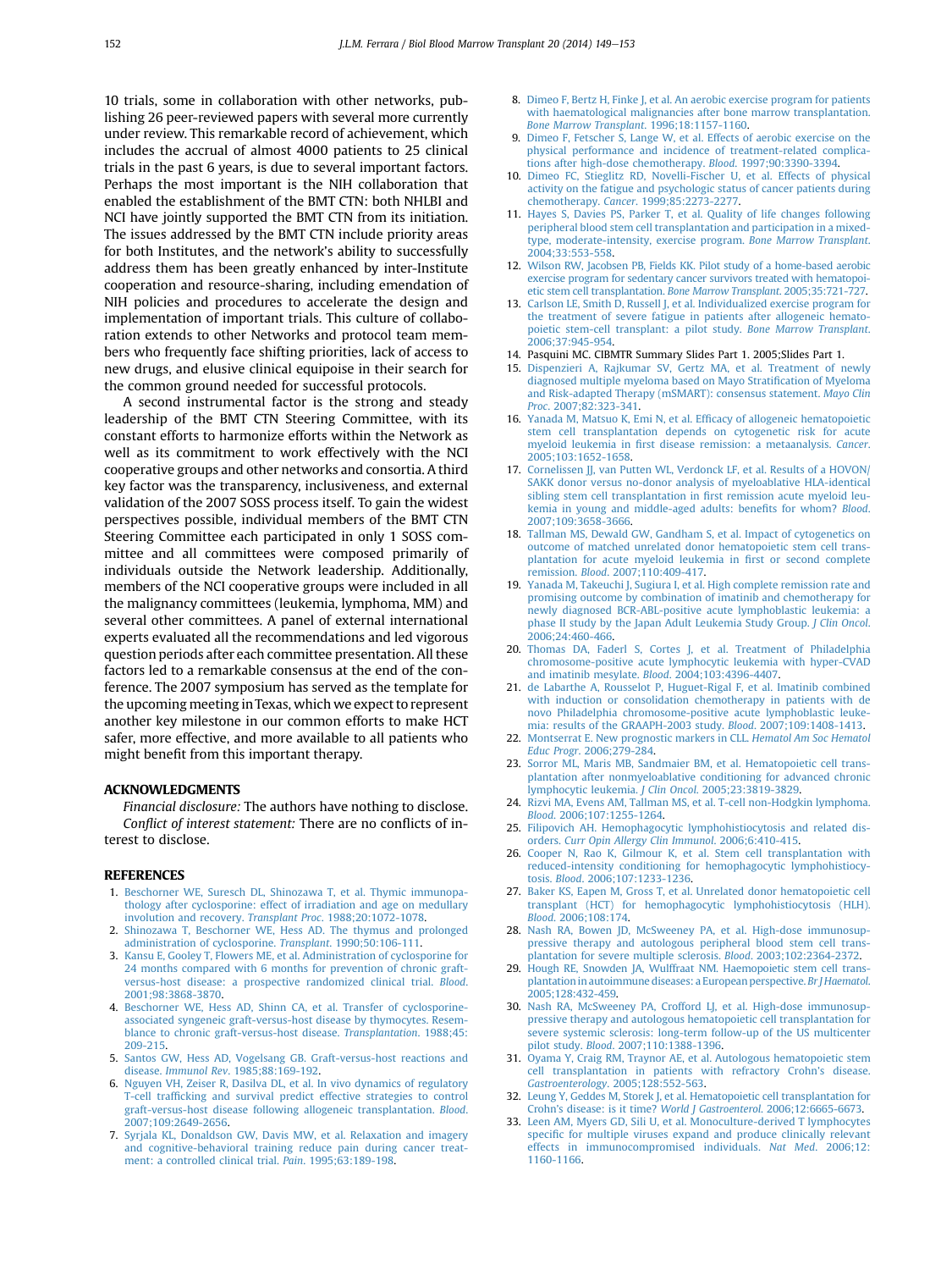10 trials, some in collaboration with other networks, publishing 26 peer-reviewed papers with several more currently under review. This remarkable record of achievement, which includes the accrual of almost 4000 patients to 25 clinical trials in the past 6 years, is due to several important factors. Perhaps the most important is the NIH collaboration that enabled the establishment of the BMT CTN: both NHLBI and NCI have jointly supported the BMT CTN from its initiation. The issues addressed by the BMT CTN include priority areas for both Institutes, and the network's ability to successfully address them has been greatly enhanced by inter-Institute cooperation and resource-sharing, including emendation of NIH policies and procedures to accelerate the design and implementation of important trials. This culture of collaboration extends to other Networks and protocol team members who frequently face shifting priorities, lack of access to new drugs, and elusive clinical equipoise in their search for the common ground needed for successful protocols.

A second instrumental factor is the strong and steady leadership of the BMT CTN Steering Committee, with its constant efforts to harmonize efforts within the Network as well as its commitment to work effectively with the NCI cooperative groups and other networks and consortia. A third key factor was the transparency, inclusiveness, and external validation of the 2007 SOSS process itself. To gain the widest perspectives possible, individual members of the BMT CTN Steering Committee each participated in only 1 SOSS committee and all committees were composed primarily of individuals outside the Network leadership. Additionally, members of the NCI cooperative groups were included in all the malignancy committees (leukemia, lymphoma, MM) and several other committees. A panel of external international experts evaluated all the recommendations and led vigorous question periods after each committee presentation. All these factors led to a remarkable consensus at the end of the conference. The 2007 symposium has served as the template for the upcoming meeting in Texas, which we expect to represent another key milestone in our common efforts to make HCT safer, more effective, and more available to all patients who might benefit from this important therapy.

## ACKNOWLEDGMENTS

*Financial disclosure:* The authors have nothing to disclose.
*Conflict of interest statement:* There are no conflicts of interest to disclose.

## REFERENCES

1. Beschorner WE, Suresch DL, Shinozawa T, et al. Thymic immunopathology after cyclosporine: effect of irradiation and age on medullary involution and recovery. *Transplant Proc*. 1988;20:1072-1078.
2. Shinozawa T, Beschorner WE, Hess AD. The thymus and prolonged administration of cyclosporine. *Transplant*. 1990;50:106-111.
3. Kansu E, Gooley T, Flowers ME, et al. Administration of cyclosporine for 24 months compared with 6 months for prevention of chronic graft-versus-host disease: a prospective randomized clinical trial. *Blood*. 2001;98:3868-3870.
4. Beschorner WE, Hess AD, Shinn CA, et al. Transfer of cyclosporine-associated syngeneic graft-versus-host disease by thymocytes. Resemblance to chronic graft-versus-host disease. *Transplantation*. 1988;45:209-215.
5. Santos GW, Hess AD, Vogelsang GB. Graft-versus-host reactions and disease. *Immunol Rev*. 1985;88:169-192.
6. Nguyen VH, Zeiser R, Dasilva DL, et al. In vivo dynamics of regulatory T-cell trafficking and survival predict effective strategies to control graft-versus-host disease following allogeneic transplantation. *Blood*. 2007;109:2649-2656.
7. Syrjala KL, Donaldson GW, Davis MW, et al. Relaxation and imagery and cognitive-behavioral training reduce pain during cancer treatment: a controlled clinical trial. *Pain*. 1995;63:189-198.
8. Dimeo F, Bertz H, Finke J, et al. An aerobic exercise program for patients with haematological malignancies after bone marrow transplantation. *Bone Marrow Transplant*. 1996;18:1157-1160.
9. Dimeo F, Fetscher S, Lange W, et al. Effects of aerobic exercise on the physical performance and incidence of treatment-related complications after high-dose chemotherapy. *Blood*. 1997;90:3390-3394.
10. Dimeo FC, Stieglitz RD, Novelli-Fischer U, et al. Effects of physical activity on the fatigue and psychologic status of cancer patients during chemotherapy. *Cancer*. 1999;85:2273-2277.
11. Hayes S, Davies PS, Parker T, et al. Quality of life changes following peripheral blood stem cell transplantation and participation in a mixed-type, moderate-intensity, exercise program. *Bone Marrow Transplant*. 2004;33:553-558.
12. Wilson RW, Jacobsen PB, Fields KK. Pilot study of a home-based aerobic exercise program for sedentary cancer survivors treated with hematopoietic stem cell transplantation. *Bone Marrow Transplant*. 2005;35:721-727.
13. Carlson LE, Smith D, Russell J, et al. Individualized exercise program for the treatment of severe fatigue in patients after allogeneic hematopoietic stem-cell transplant: a pilot study. *Bone Marrow Transplant*. 2006;37:945-954.
14. Pasquini MC. CIBMTR Summary Slides Part 1. 2005;Slides Part 1.
15. Dispenzieri A, Rajkumar SV, Gertz MA, et al. Treatment of newly diagnosed multiple myeloma based on Mayo Stratification of Myeloma and Risk-adapted Therapy (mSMART): consensus statement. *Mayo Clin Proc*. 2007;82:323-341.
16. Yanada M, Matsuo K, Emi N, et al. Efficacy of allogeneic hematopoietic stem cell transplantation depends on cytogenetic risk for acute myeloid leukemia in first disease remission: a metaanalysis. *Cancer*. 2005;103:1652-1658.
17. Cornelissen JJ, van Putten WL, Verdonck LF, et al. Results of a HOVON/SAKK donor versus no-donor analysis of myeloablative HLA-identical sibling stem cell transplantation in first remission acute myeloid leukemia in young and middle-aged adults: benefits for whom? *Blood*. 2007;109:3658-3666.
18. Tallman MS, Dewald GW, Gandham S, et al. Impact of cytogenetics on outcome of matched unrelated donor hematopoietic stem cell transplantation for acute myeloid leukemia in first or second complete remission. *Blood*. 2007;110:409-417.
19. Yanada M, Takeuchi J, Sugiura I, et al. High complete remission rate and promising outcome by combination of imatinib and chemotherapy for newly diagnosed BCR-ABL-positive acute lymphoblastic leukemia: a phase II study by the Japan Adult Leukemia Study Group. *J Clin Oncol*. 2006;24:460-466.
20. Thomas DA, Faderl S, Cortes J, et al. Treatment of Philadelphia chromosome-positive acute lymphocytic leukemia with hyper-CVAD and imatinib mesylate. *Blood*. 2004;103:4396-4407.
21. de Labarthe A, Rousselot P, Huguet-Rigal F, et al. Imatinib combined with induction or consolidation chemotherapy in patients with de novo Philadelphia chromosome-positive acute lymphoblastic leukemia: results of the GRAAPH-2003 study. *Blood*. 2007;109:1408-1413.
22. Montserrat E. New prognostic markers in CLL. *Hematol Am Soc Hematol Educ Progr*. 2006;279-284.
23. Sorror ML, Maris MB, Sandmaier BM, et al. Hematopoietic cell transplantation after nonmyeloablative conditioning for advanced chronic lymphocytic leukemia. *J Clin Oncol*. 2005;23:3819-3829.
24. Rizvi MA, Evens AM, Tallman MS, et al. T-cell non-Hodgkin lymphoma. *Blood*. 2006;107:1255-1264.
25. Filipovich AH. Hemophagocytic lymphohistiocytosis and related disorders. *Curr Opin Allergy Clin Immunol*. 2006;6:410-415.
26. Cooper N, Rao K, Gilmour K, et al. Stem cell transplantation with reduced-intensity conditioning for hemophagocytic lymphohistiocytosis. *Blood*. 2006;107:1233-1236.
27. Baker KS, Eapen M, Gross T, et al. Unrelated donor hematopoietic cell transplant (HCT) for hemophagocytic lymphohistiocytosis (HLH). *Blood*. 2006;108:174.
28. Nash RA, Bowen JD, McSweeney PA, et al. High-dose immunosuppressive therapy and autologous peripheral blood stem cell transplantation for severe multiple sclerosis. *Blood*. 2003;102:2364-2372.
29. Hough RE, Snowden JA, Wulffraat NM. Haemopoietic stem cell transplantation in autoimmune diseases: a European perspective. *Br J Haematol*. 2005;128:432-459.
30. Nash RA, McSweeney PA, Crofford LJ, et al. High-dose immunosuppressive therapy and autologous hematopoietic cell transplantation for severe systemic sclerosis: long-term follow-up of the US multicenter pilot study. *Blood*. 2007;110:1388-1396.
31. Oyama Y, Craig RM, Traynor AE, et al. Autologous hematopoietic stem cell transplantation in patients with refractory Crohn's disease. *Gastroenterology*. 2005;128:552-563.
32. Leung Y, Geddes M, Storek J, et al. Hematopoietic cell transplantation for Crohn's disease: is it time? *World J Gastroenterol*. 2006;12:6665-6673.
33. Leen AM, Myers GD, Sili U, et al. Monoculture-derived T lymphocytes specific for multiple viruses expand and produce clinically relevant effects in immunocompromised individuals. *Nat Med*. 2006;12:1160-1166.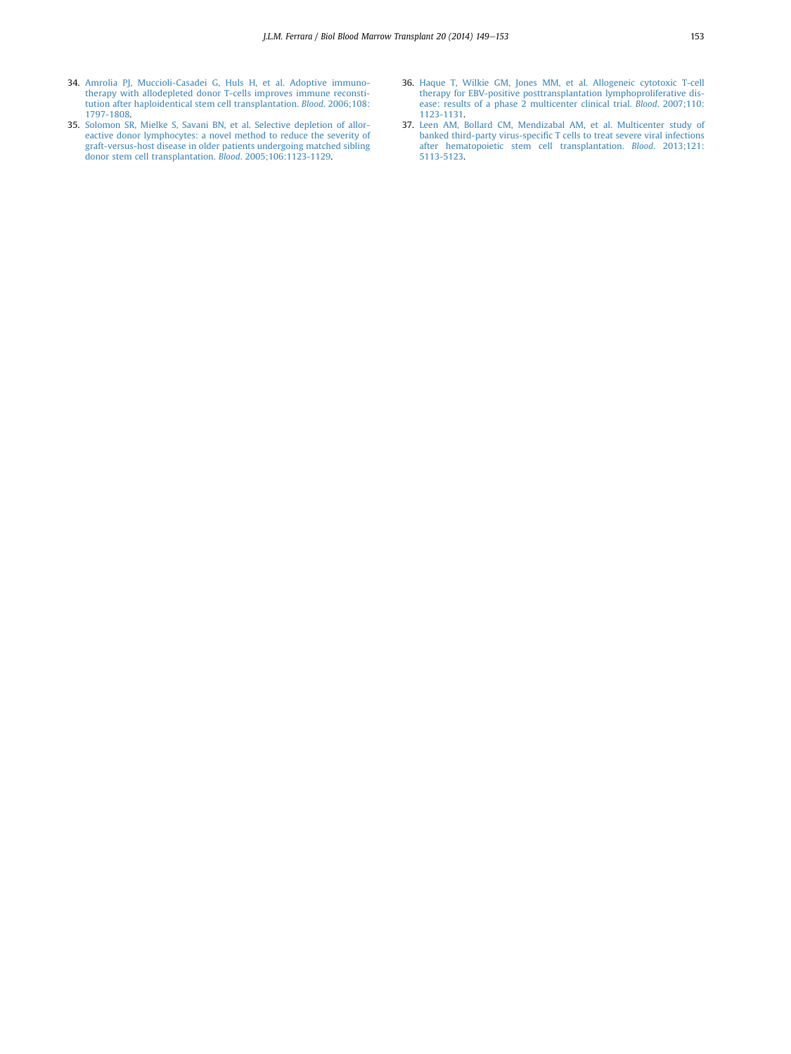34. Amrolia PJ, Muccioli-Casadei G, Huls H, et al. Adoptive immunotherapy with allodepleted donor T-cells improves immune reconstitution after haploidentical stem cell transplantation. *Blood*. 2006;108:1797-1808.
35. Solomon SR, Mielke S, Savani BN, et al. Selective depletion of alloreactive donor lymphocytes: a novel method to reduce the severity of graft-versus-host disease in older patients undergoing matched sibling donor stem cell transplantation. *Blood*. 2005;106:1123-1129.
36. Haque T, Wilkie GM, Jones MM, et al. Allogeneic cytotoxic T-cell therapy for EBV-positive posttransplantation lymphoproliferative disease: results of a phase 2 multicenter clinical trial. *Blood*. 2007;110:1123-1131.
37. Leen AM, Bollard CM, Mendizabal AM, et al. Multicenter study of banked third-party virus-specific T cells to treat severe viral infections after hematopoietic stem cell transplantation. *Blood*. 2013;121:5113-5123.